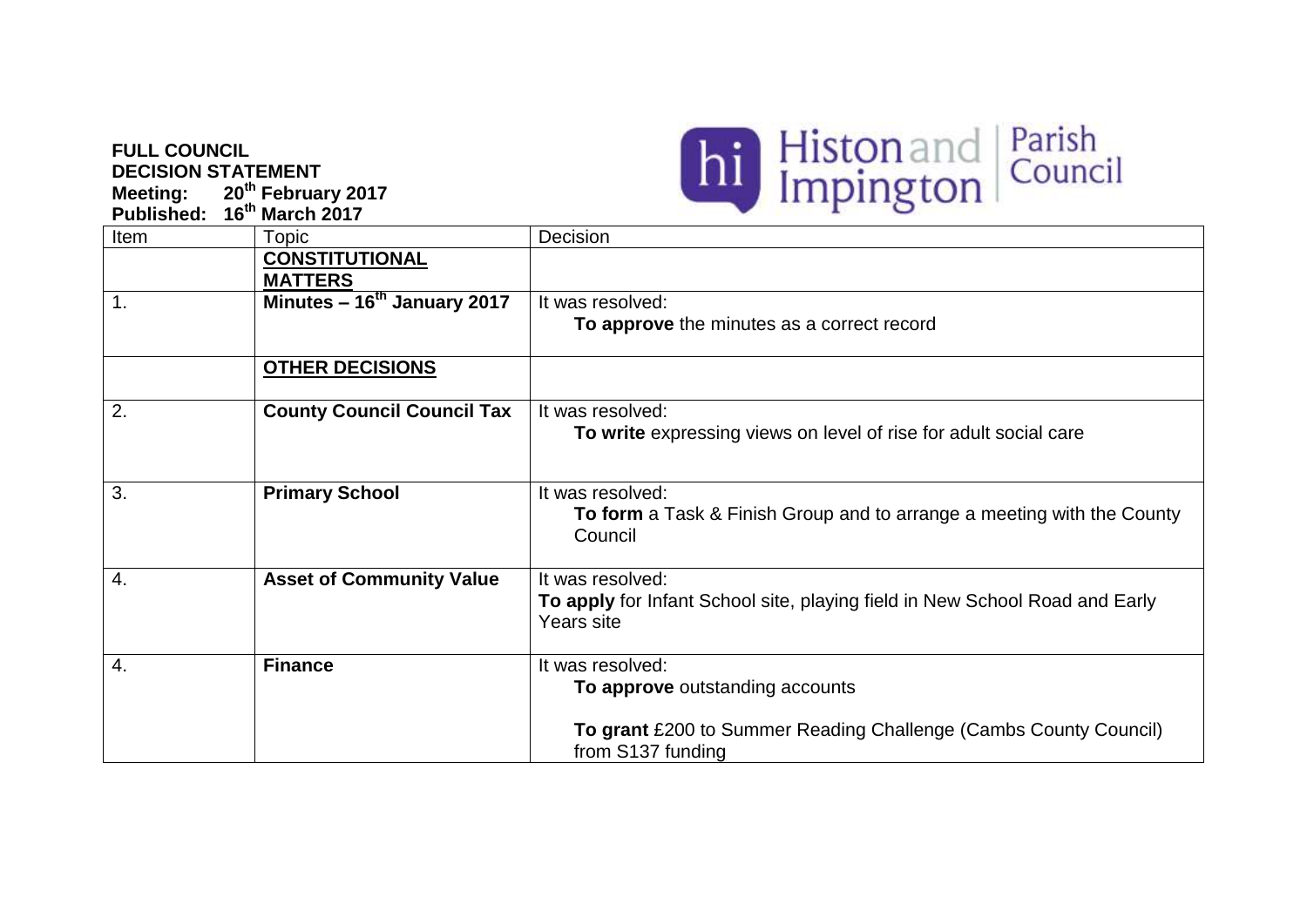**FULL COUNCIL**
**DECISION STATEMENT**
**Meeting: 20th February 2017**
**Published: 16th March 2017**

Histon and Impington Parish Council

| Item | Topic | Decision |
|---|---|---|
| | **CONSTITUTIONAL MATTERS** | |
| 1. | **Minutes – 16th January 2017** | It was resolved: **To approve** the minutes as a correct record |
| | **OTHER DECISIONS** | |
| 2. | **County Council Council Tax** | It was resolved: **To write** expressing views on level of rise for adult social care |
| 3. | **Primary School** | It was resolved: **To form** a Task & Finish Group and to arrange a meeting with the County Council |
| 4. | **Asset of Community Value** | It was resolved: **To apply** for Infant School site, playing field in New School Road and Early Years site |
| 4. | **Finance** | It was resolved: **To approve** outstanding accounts<br><br>**To grant** £200 to Summer Reading Challenge (Cambs County Council) from S137 funding |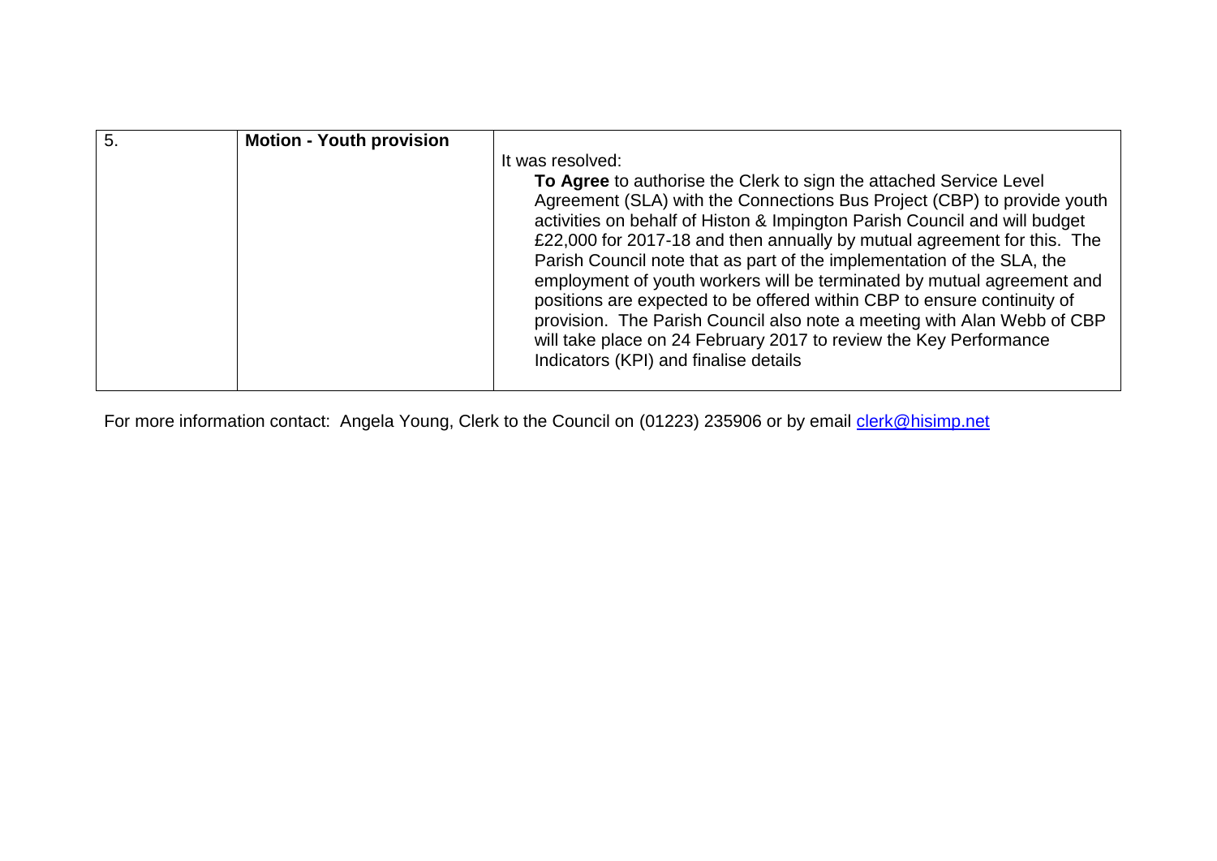| | | |
|---|---|---|
| 5. | **Motion - Youth provision** | It was resolved:<br>**To Agree** to authorise the Clerk to sign the attached Service Level Agreement (SLA) with the Connections Bus Project (CBP) to provide youth activities on behalf of Histon & Impington Parish Council and will budget £22,000 for 2017-18 and then annually by mutual agreement for this. The Parish Council note that as part of the implementation of the SLA, the employment of youth workers will be terminated by mutual agreement and positions are expected to be offered within CBP to ensure continuity of provision. The Parish Council also note a meeting with Alan Webb of CBP will take place on 24 February 2017 to review the Key Performance Indicators (KPI) and finalise details |

For more information contact: Angela Young, Clerk to the Council on (01223) 235906 or by email clerk@hisimp.net